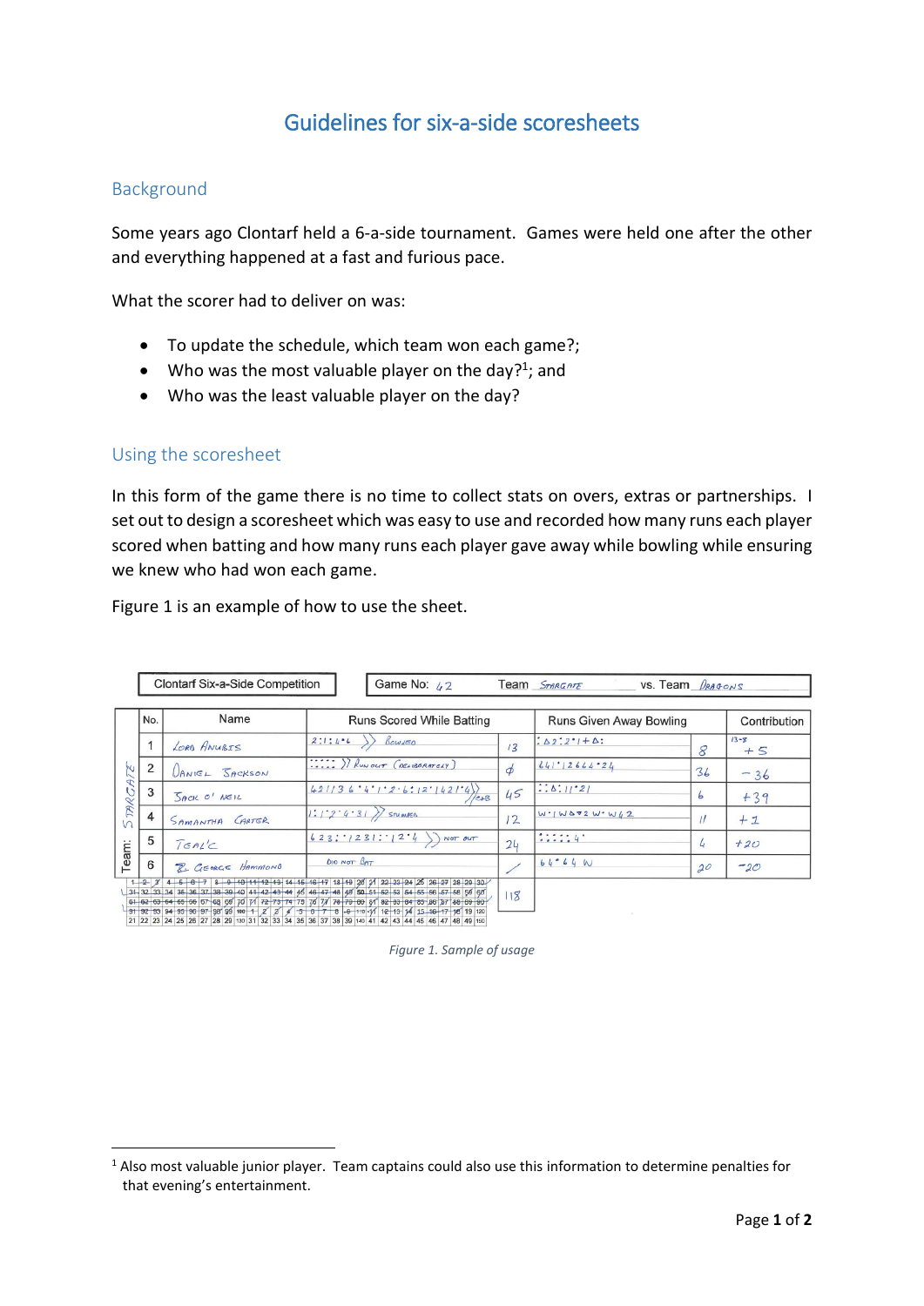# Guidelines for six-a-side scoresheets

## Background

Some years ago Clontarf held a 6-a-side tournament. Games were held one after the other and everything happened at a fast and furious pace.

What the scorer had to deliver on was:

- To update the schedule, which team won each game?;
- Who was the most valuable player on the day?[1]; and
- Who was the least valuable player on the day?

## Using the scoresheet

In this form of the game there is no time to collect stats on overs, extras or partnerships. I set out to design a scoresheet which was easy to use and recorded how many runs each player scored when batting and how many runs each player gave away while bowling while ensuring we knew who had won each game.

Figure 1 is an example of how to use the sheet.

| Clontarf Six-a-Side Competition | | Game No: 42 | Team Stargate | vs. Team Dragons | | |
|---|---|---|---|---|---|---|
| **No.** | **Name** | **Runs Scored While Batting** | | **Runs Given Away Bowling** | | **Contribution** |
| 1 | Lord Anubis | 2:1:4•6 Bowled | 13 | :Δ2:2•1+Δ: | 8 | 13-8 +5 |
| 2 | Daniel Jackson | ::::: Run out (deliberately) | ∅ | 441•12664•24 | 36 | −36 |
| 3 | Jack O' Neil | 4211 3 6•4•1•2•6:12•1421•4 c&B | 45 | ::Δ:11•21 | 6 | +39 |
| 4 | Samantha Carter | 1:1•2•4•31 Stumped | 12 | W•1WΔ•2 W• W42 | 11 | +1 |
| 5 | Teal'c | 423:•1231:•12•4 Not out | 24 | :::::4• | 4 | +20 |
| 6 | B. George Hammond | Did not bat | / | 64•64 W | 20 | −20 |
| | | | 118 | | | |

*Figure 1. Sample of usage*

[1] Also most valuable junior player. Team captains could also use this information to determine penalties for that evening's entertainment.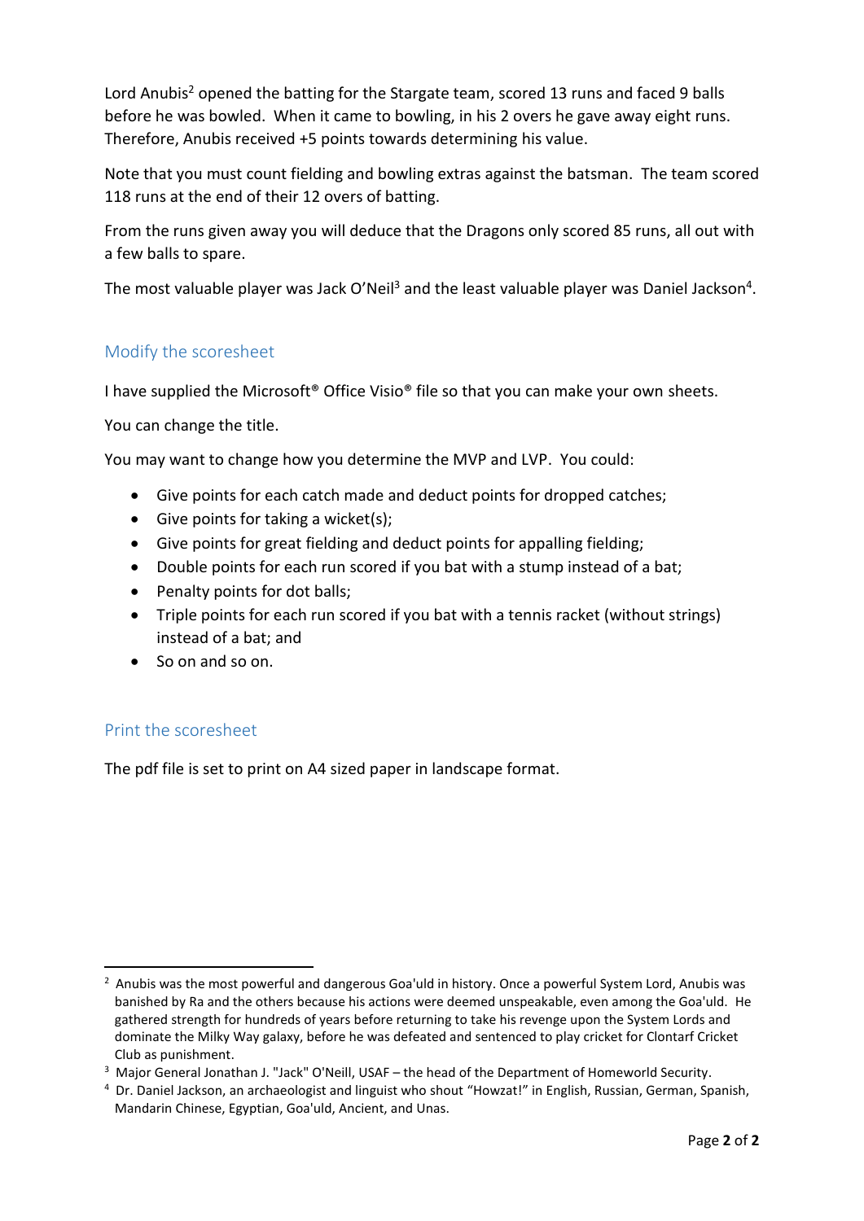Lord Anubis[2] opened the batting for the Stargate team, scored 13 runs and faced 9 balls before he was bowled. When it came to bowling, in his 2 overs he gave away eight runs. Therefore, Anubis received +5 points towards determining his value.

Note that you must count fielding and bowling extras against the batsman. The team scored 118 runs at the end of their 12 overs of batting.

From the runs given away you will deduce that the Dragons only scored 85 runs, all out with a few balls to spare.

The most valuable player was Jack O'Neil[3] and the least valuable player was Daniel Jackson[4].

## Modify the scoresheet

I have supplied the Microsoft® Office Visio® file so that you can make your own sheets.

You can change the title.

You may want to change how you determine the MVP and LVP. You could:

- Give points for each catch made and deduct points for dropped catches;
- Give points for taking a wicket(s);
- Give points for great fielding and deduct points for appalling fielding;
- Double points for each run scored if you bat with a stump instead of a bat;
- Penalty points for dot balls;
- Triple points for each run scored if you bat with a tennis racket (without strings) instead of a bat; and
- So on and so on.

## Print the scoresheet

The pdf file is set to print on A4 sized paper in landscape format.

---

[2] Anubis was the most powerful and dangerous Goa'uld in history. Once a powerful System Lord, Anubis was banished by Ra and the others because his actions were deemed unspeakable, even among the Goa'uld. He gathered strength for hundreds of years before returning to take his revenge upon the System Lords and dominate the Milky Way galaxy, before he was defeated and sentenced to play cricket for Clontarf Cricket Club as punishment.

[3] Major General Jonathan J. "Jack" O'Neill, USAF – the head of the Department of Homeworld Security.

[4] Dr. Daniel Jackson, an archaeologist and linguist who shout "Howzat!" in English, Russian, German, Spanish, Mandarin Chinese, Egyptian, Goa'uld, Ancient, and Unas.